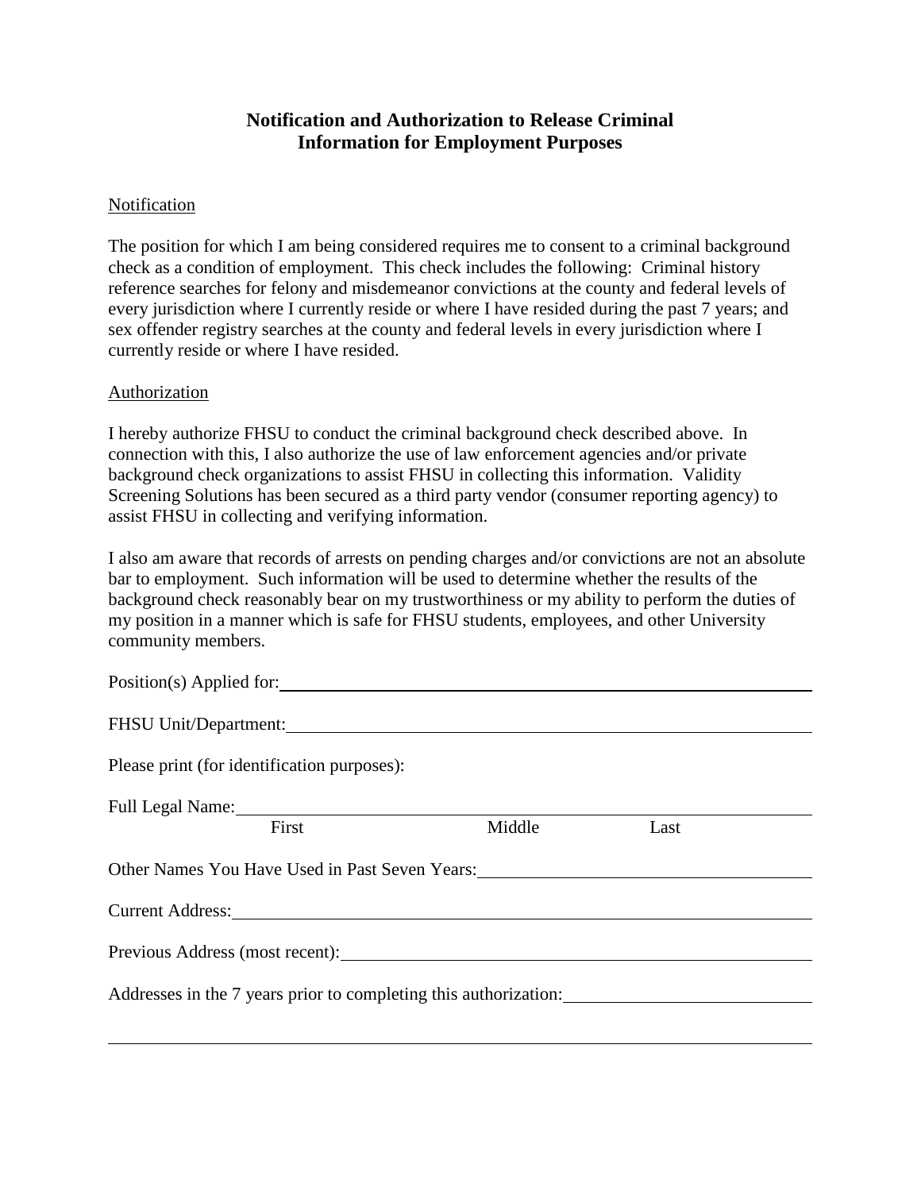# Notification and Authorization to Release Criminal Information for Employment Purposes

Notification

The position for which I am being considered requires me to consent to a criminal background check as a condition of employment. This check includes the following: Criminal history reference searches for felony and misdemeanor convictions at the county and federal levels of every jurisdiction where I currently reside or where I have resided during the past 7 years; and sex offender registry searches at the county and federal levels in every jurisdiction where I currently reside or where I have resided.

Authorization

I hereby authorize FHSU to conduct the criminal background check described above. In connection with this, I also authorize the use of law enforcement agencies and/or private background check organizations to assist FHSU in collecting this information. Validity Screening Solutions has been secured as a third party vendor (consumer reporting agency) to assist FHSU in collecting and verifying information.

I also am aware that records of arrests on pending charges and/or convictions are not an absolute bar to employment. Such information will be used to determine whether the results of the background check reasonably bear on my trustworthiness or my ability to perform the duties of my position in a manner which is safe for FHSU students, employees, and other University community members.

Position(s) Applied for: ______________________________

FHSU Unit/Department: ______________________________

Please print (for identification purposes):

Full Legal Name: ______________________________
First Middle Last

Other Names You Have Used in Past Seven Years: ______________________________

Current Address: ______________________________

Previous Address (most recent): ______________________________

Addresses in the 7 years prior to completing this authorization: ______________________________

______________________________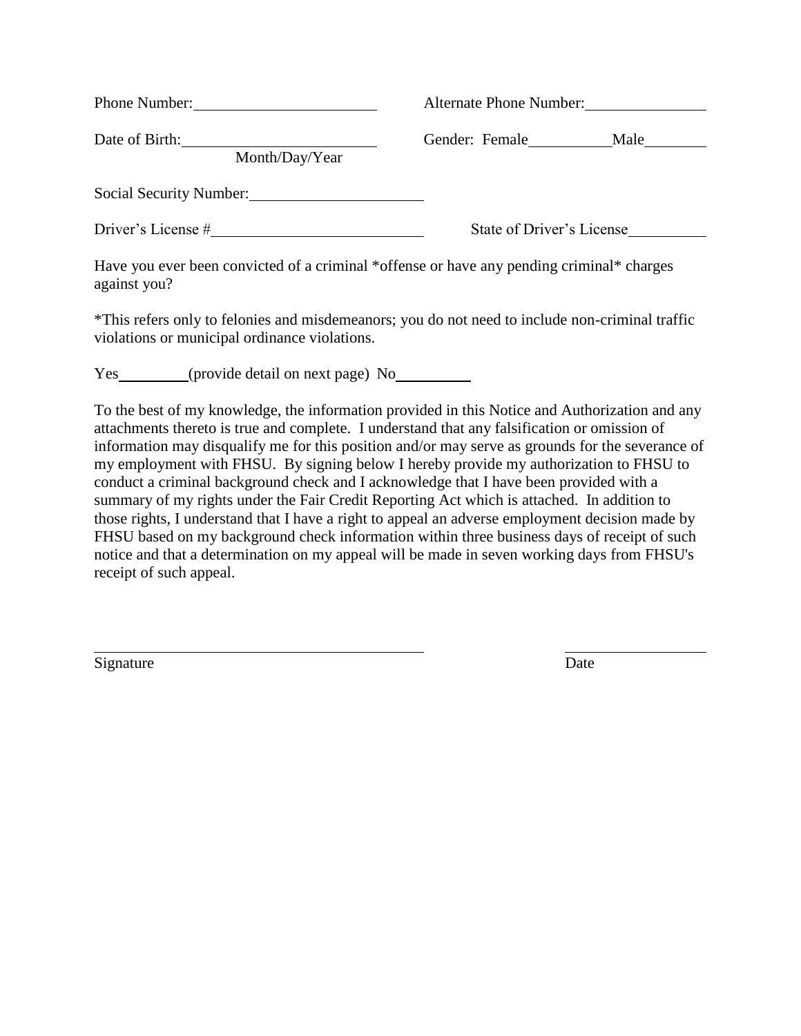Phone Number: \_\_\_\_\_\_\_\_\_\_\_\_\_\_\_\_\_\_\_\_\_\_\_\_ Alternate Phone Number: \_\_\_\_\_\_\_\_\_\_\_\_\_\_\_\_

Date of Birth: \_\_\_\_\_\_\_\_\_\_\_\_\_\_\_\_\_\_\_\_\_\_\_\_\_ Gender: Female \_\_\_\_\_\_\_\_\_\_\_ Male \_\_\_\_\_\_\_\_\_
Month/Day/Year

Social Security Number: \_\_\_\_\_\_\_\_\_\_\_\_\_\_\_\_\_\_\_\_\_\_\_

Driver's License # \_\_\_\_\_\_\_\_\_\_\_\_\_\_\_\_\_\_\_\_\_\_\_\_\_\_\_\_\_ State of Driver's License \_\_\_\_\_\_\_\_\_\_\_

Have you ever been convicted of a criminal *offense or have any pending criminal* charges against you?

*This refers only to felonies and misdemeanors; you do not need to include non-criminal traffic violations or municipal ordinance violations.

Yes \_\_\_\_\_\_\_\_\_\_ (provide detail on next page) No \_\_\_\_\_\_\_\_\_\_\_

To the best of my knowledge, the information provided in this Notice and Authorization and any attachments thereto is true and complete. I understand that any falsification or omission of information may disqualify me for this position and/or may serve as grounds for the severance of my employment with FHSU. By signing below I hereby provide my authorization to FHSU to conduct a criminal background check and I acknowledge that I have been provided with a summary of my rights under the Fair Credit Reporting Act which is attached. In addition to those rights, I understand that I have a right to appeal an adverse employment decision made by FHSU based on my background check information within three business days of receipt of such notice and that a determination on my appeal will be made in seven working days from FHSU's receipt of such appeal.

\_\_\_\_\_\_\_\_\_\_\_\_\_\_\_\_\_\_\_\_\_\_\_\_\_\_\_\_\_\_\_\_\_\_\_\_\_\_\_\_\_\_\_\_\_\_ \_\_\_\_\_\_\_\_\_\_\_\_\_\_\_\_\_\_\_\_
Signature Date